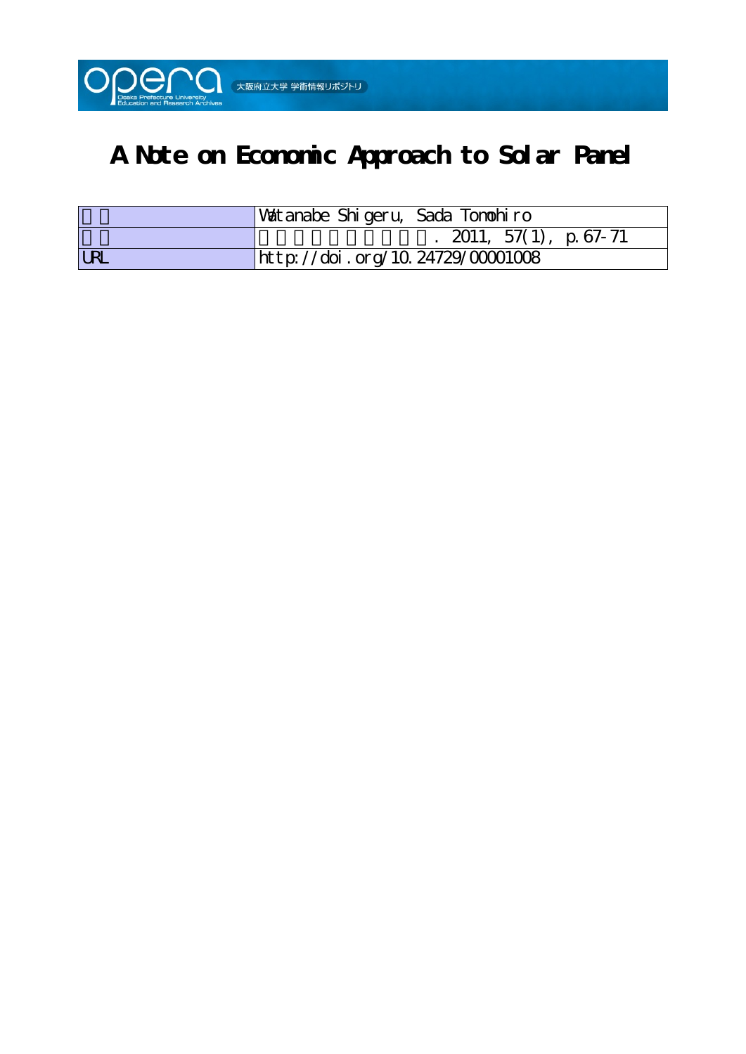# A Note on Economic Approach to Solar Panel

| | |
|---|---|
| | Watanabe Shigeru, Sada Tomohiro |
| | . 2011, 57(1), p.67-71 |
| URL | http://doi.org/10.24729/00001008 |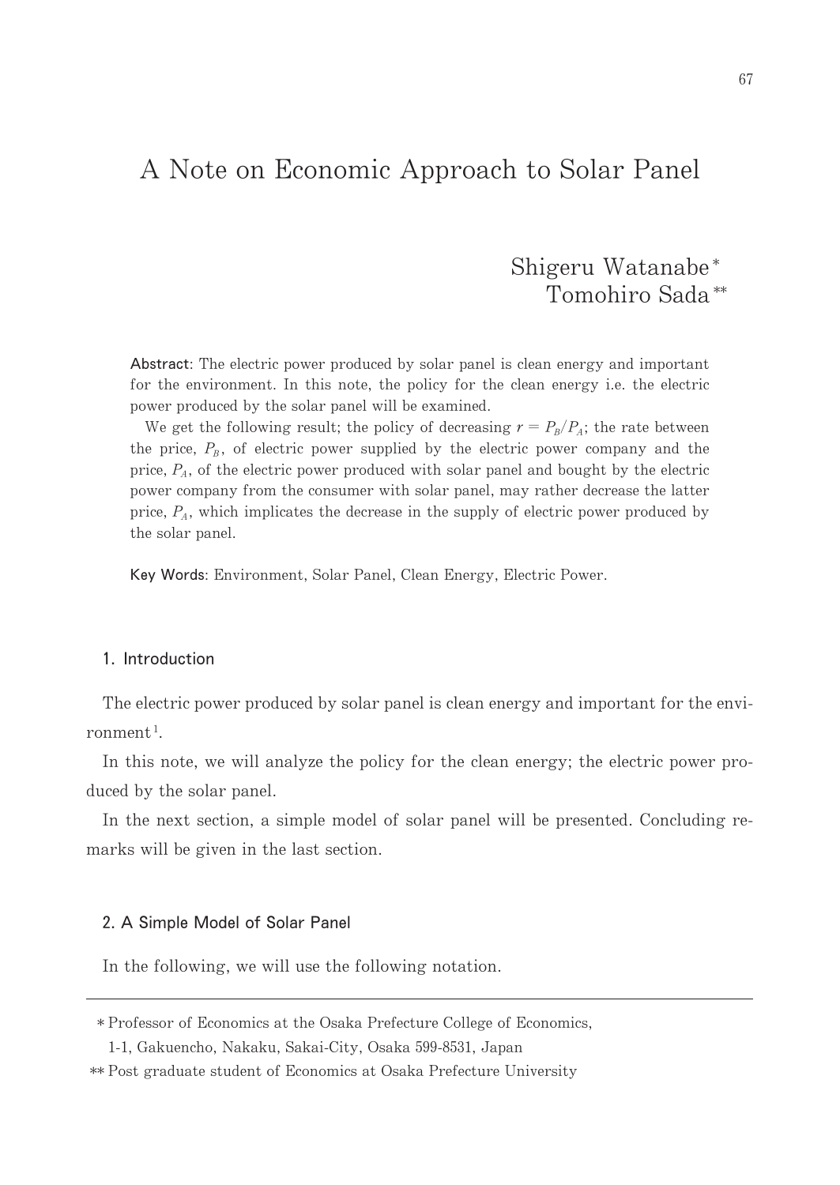# A Note on Economic Approach to Solar Panel

Shigeru Watanabe*
Tomohiro Sada**

**Abstract**: The electric power produced by solar panel is clean energy and important for the environment. In this note, the policy for the clean energy i.e. the electric power produced by the solar panel will be examined.

We get the following result; the policy of decreasing $r = P_B/P_A$; the rate between the price, $P_B$, of electric power supplied by the electric power company and the price, $P_A$, of the electric power produced with solar panel and bought by the electric power company from the consumer with solar panel, may rather decrease the latter price, $P_A$, which implicates the decrease in the supply of electric power produced by the solar panel.

**Key Words**: Environment, Solar Panel, Clean Energy, Electric Power.

## 1. Introduction

The electric power produced by solar panel is clean energy and important for the environment[1].

In this note, we will analyze the policy for the clean energy; the electric power produced by the solar panel.

In the next section, a simple model of solar panel will be presented. Concluding remarks will be given in the last section.

## 2. A Simple Model of Solar Panel

In the following, we will use the following notation.

---

* Professor of Economics at the Osaka Prefecture College of Economics, 1-1, Gakuencho, Nakaku, Sakai-City, Osaka 599-8531, Japan

** Post graduate student of Economics at Osaka Prefecture University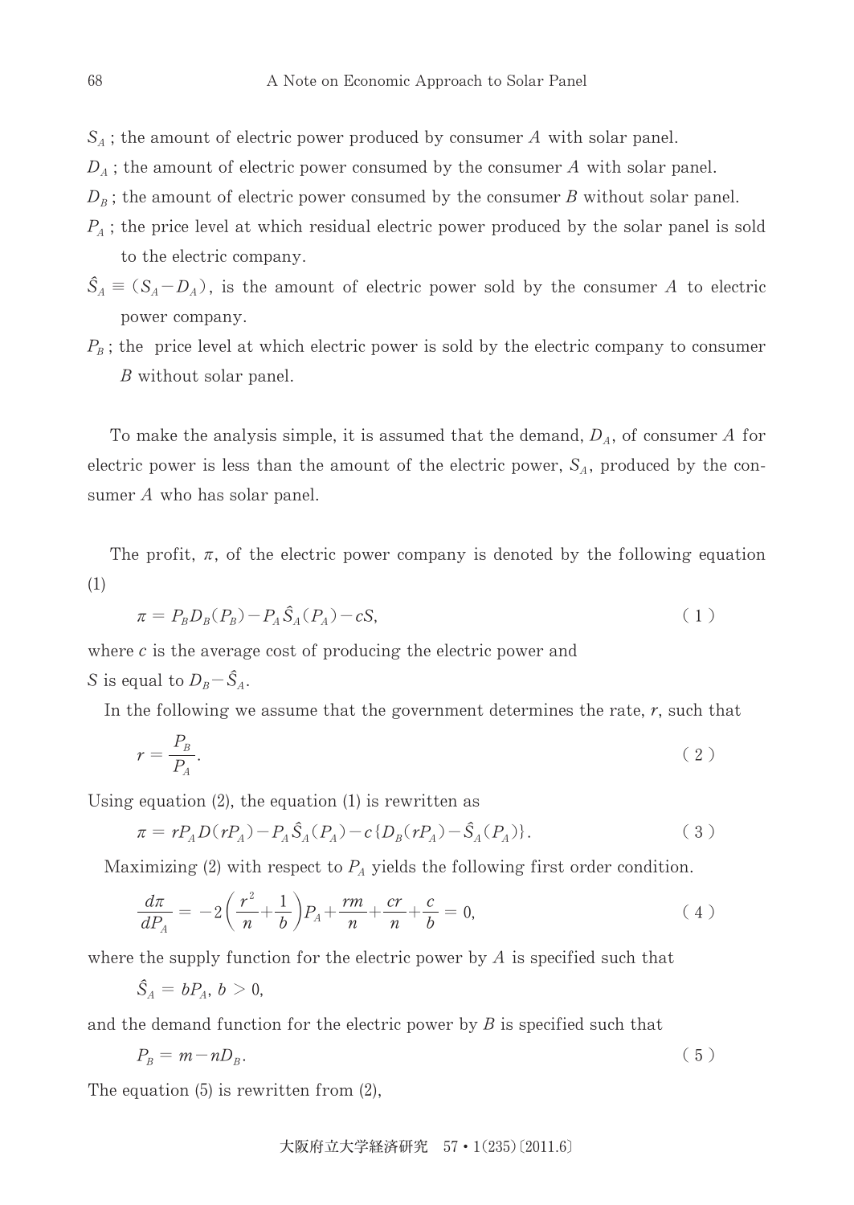$S_A$ ; the amount of electric power produced by consumer $A$ with solar panel.

$D_A$ ; the amount of electric power consumed by the consumer $A$ with solar panel.

$D_B$ ; the amount of electric power consumed by the consumer $B$ without solar panel.

$P_A$ ; the price level at which residual electric power produced by the solar panel is sold to the electric company.

$\hat{S}_A \equiv (S_A - D_A)$, is the amount of electric power sold by the consumer $A$ to electric power company.

$P_B$ ; the price level at which electric power is sold by the electric company to consumer $B$ without solar panel.

To make the analysis simple, it is assumed that the demand, $D_A$, of consumer $A$ for electric power is less than the amount of the electric power, $S_A$, produced by the consumer $A$ who has solar panel.

The profit, $\pi$, of the electric power company is denoted by the following equation (1)

$$\pi = P_B D_B(P_B) - P_A \hat{S}_A(P_A) - cS, \tag{1}$$

where $c$ is the average cost of producing the electric power and

$S$ is equal to $D_B - \hat{S}_A$.

In the following we assume that the government determines the rate, $r$, such that

$$r = \frac{P_B}{P_A}. \tag{2}$$

Using equation (2), the equation (1) is rewritten as

$$\pi = rP_A D(rP_A) - P_A \hat{S}_A(P_A) - c\{D_B(rP_A) - \hat{S}_A(P_A)\}. \tag{3}$$

Maximizing (2) with respect to $P_A$ yields the following first order condition.

$$\frac{d\pi}{dP_A} = -2\left(\frac{r^2}{n} + \frac{1}{b}\right)P_A + \frac{rm}{n} + \frac{cr}{n} + \frac{c}{b} = 0, \tag{4}$$

where the supply function for the electric power by $A$ is specified such that

$$\hat{S}_A = bP_A,\ b > 0,$$

and the demand function for the electric power by $B$ is specified such that

$$P_B = m - nD_B. \tag{5}$$

The equation (5) is rewritten from (2),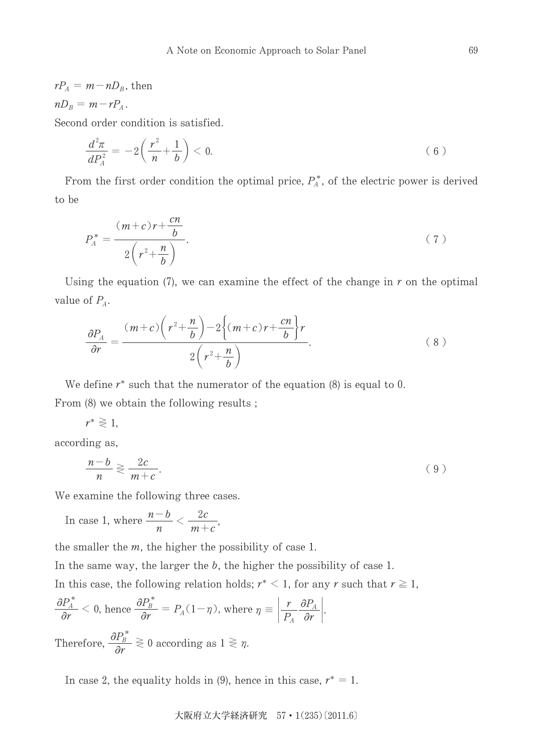$rP_A = m - nD_B$, then

$nD_B = m - rP_A$.

Second order condition is satisfied.

$$\frac{d^2\pi}{dP_A^2} = -2\left(\frac{r^2}{n}+\frac{1}{b}\right) < 0. \tag{6}$$

From the first order condition the optimal price, $P_A^*$, of the electric power is derived to be

$$P_A^* = \frac{(m+c)r+\dfrac{cn}{b}}{2\left(r^2+\dfrac{n}{b}\right)}. \tag{7}$$

Using the equation (7), we can examine the effect of the change in $r$ on the optimal value of $P_A$.

$$\frac{\partial P_A}{\partial r} = \frac{(m+c)\left(r^2+\dfrac{n}{b}\right)-2\left\{(m+c)r+\dfrac{cn}{b}\right\}r}{2\left(r^2+\dfrac{n}{b}\right)}. \tag{8}$$

We define $r^*$ such that the numerator of the equation (8) is equal to 0.

From (8) we obtain the following results ;

$r^* \gtreqless 1$,

according as,

$$\frac{n-b}{n} \gtreqless \frac{2c}{m+c}. \tag{9}$$

We examine the following three cases.

In case 1, where $\dfrac{n-b}{n} < \dfrac{2c}{m+c}$,

the smaller the $m$, the higher the possibility of case 1.

In the same way, the larger the $b$, the higher the possibility of case 1.

In this case, the following relation holds; $r^* < 1$, for any $r$ such that $r \geqq 1$,

$\dfrac{\partial P_A^*}{\partial r} < 0$, hence $\dfrac{\partial P_B^*}{\partial r} = P_A(1-\eta)$, where $\eta \equiv \left|\dfrac{r}{P_A}\dfrac{\partial P_A}{\partial r}\right|$.

Therefore, $\dfrac{\partial P_B^*}{\partial r} \gtreqless 0$ according as $1 \gtreqless \eta$.

In case 2, the equality holds in (9), hence in this case, $r^* = 1$.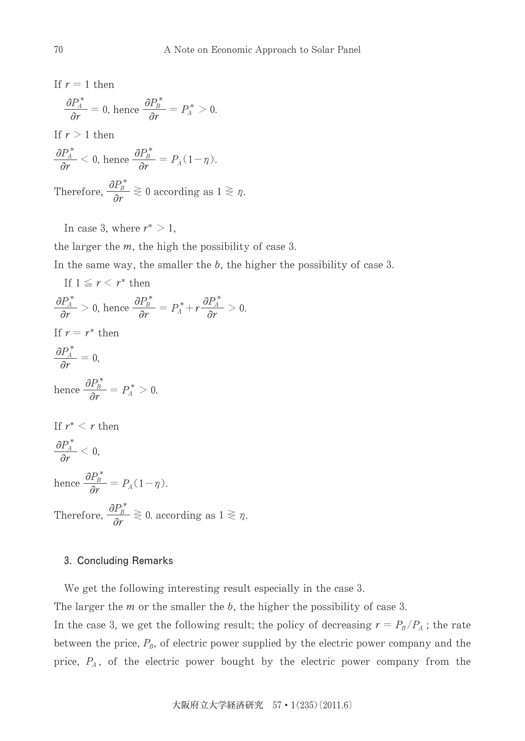If $r = 1$ then

$$\frac{\partial P_A^*}{\partial r} = 0, \text{ hence } \frac{\partial P_B^*}{\partial r} = P_A^* > 0.$$

If $r > 1$ then

$$\frac{\partial P_A^*}{\partial r} < 0, \text{ hence } \frac{\partial P_B^*}{\partial r} = P_A(1-\eta).$$

Therefore, $\frac{\partial P_B^*}{\partial r} \gtreqless 0$ according as $1 \gtreqless \eta$.

In case 3, where $r^* > 1$,

the larger the $m$, the high the possibility of case 3.

In the same way, the smaller the $b$, the higher the possibility of case 3.

If $1 \leqq r < r^*$ then

$$\frac{\partial P_A^*}{\partial r} > 0, \text{ hence } \frac{\partial P_B^*}{\partial r} = P_A^* + r\frac{\partial P_A^*}{\partial r} > 0.$$

If $r = r^*$ then

$$\frac{\partial P_A^*}{\partial r} = 0,$$

hence $\frac{\partial P_B^*}{\partial r} = P_A^* > 0.$

If $r^* < r$ then

$$\frac{\partial P_A^*}{\partial r} < 0,$$

hence $\frac{\partial P_B^*}{\partial r} = P_A(1-\eta).$

Therefore, $\frac{\partial P_B^*}{\partial r} \gtreqless 0.$ according as $1 \gtreqless \eta$.

## 3. Concluding Remarks

We get the following interesting result especially in the case 3.

The larger the $m$ or the smaller the $b$, the higher the possibility of case 3.

In the case 3, we get the following result; the policy of decreasing $r = P_B/P_A$ ; the rate between the price, $P_B$, of electric power supplied by the electric power company and the price, $P_A$, of the electric power bought by the electric power company from the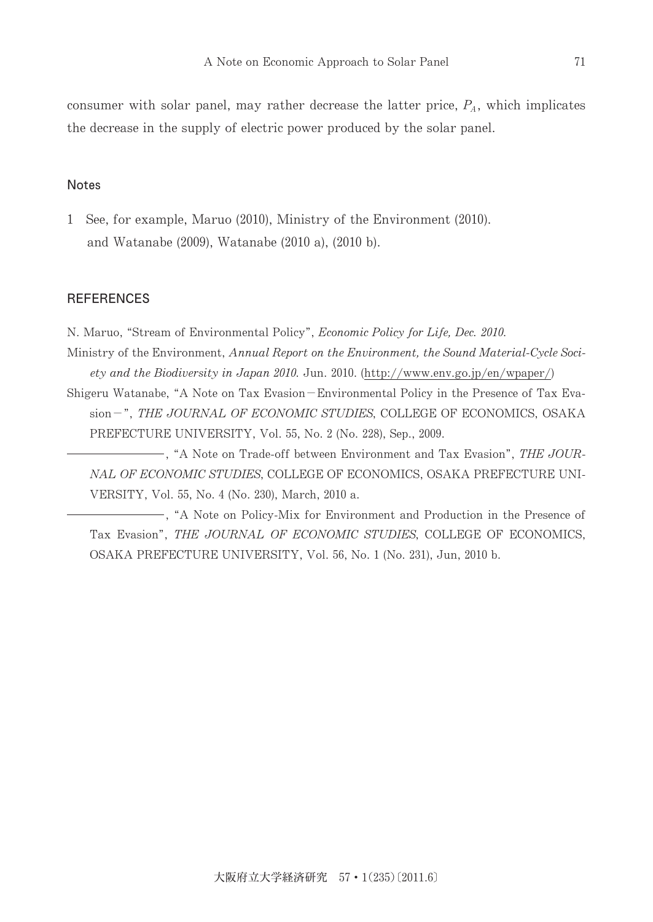consumer with solar panel, may rather decrease the latter price, $P_A$, which implicates the decrease in the supply of electric power produced by the solar panel.

## Notes

1 See, for example, Maruo (2010), Ministry of the Environment (2010). and Watanabe (2009), Watanabe (2010 a), (2010 b).

## REFERENCES

N. Maruo, "Stream of Environmental Policy", *Economic Policy for Life, Dec. 2010.*

Ministry of the Environment, *Annual Report on the Environment, the Sound Material-Cycle Society and the Biodiversity in Japan 2010.* Jun. 2010. (http://www.env.go.jp/en/wpaper/)

Shigeru Watanabe, "A Note on Tax Evasion－Environmental Policy in the Presence of Tax Evasion－", *THE JOURNAL OF ECONOMIC STUDIES*, COLLEGE OF ECONOMICS, OSAKA PREFECTURE UNIVERSITY, Vol. 55, No. 2 (No. 228), Sep., 2009.

――――――――, "A Note on Trade-off between Environment and Tax Evasion", *THE JOURNAL OF ECONOMIC STUDIES*, COLLEGE OF ECONOMICS, OSAKA PREFECTURE UNIVERSITY, Vol. 55, No. 4 (No. 230), March, 2010 a.

――――――――, "A Note on Policy-Mix for Environment and Production in the Presence of Tax Evasion", *THE JOURNAL OF ECONOMIC STUDIES*, COLLEGE OF ECONOMICS, OSAKA PREFECTURE UNIVERSITY, Vol. 56, No. 1 (No. 231), Jun, 2010 b.